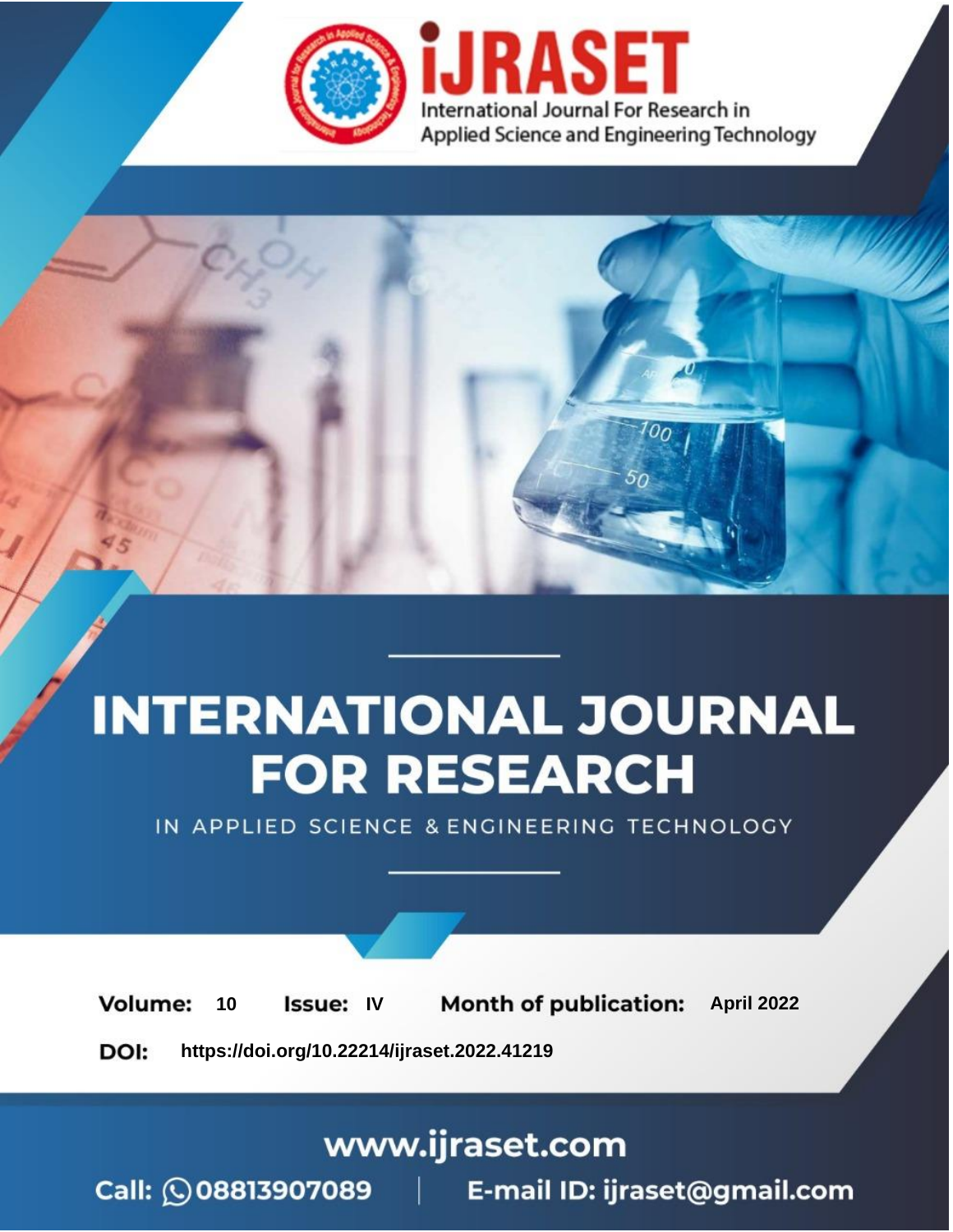iJRASET

International Journal For Research in Applied Science and Engineering Technology

# INTERNATIONAL JOURNAL FOR RESEARCH

IN APPLIED SCIENCE & ENGINEERING TECHNOLOGY

**Volume:** 10 **Issue:** IV **Month of publication:** April 2022

**DOI:** https://doi.org/10.22214/ijraset.2022.41219

www.ijraset.com

Call: 08813907089 | E-mail ID: ijraset@gmail.com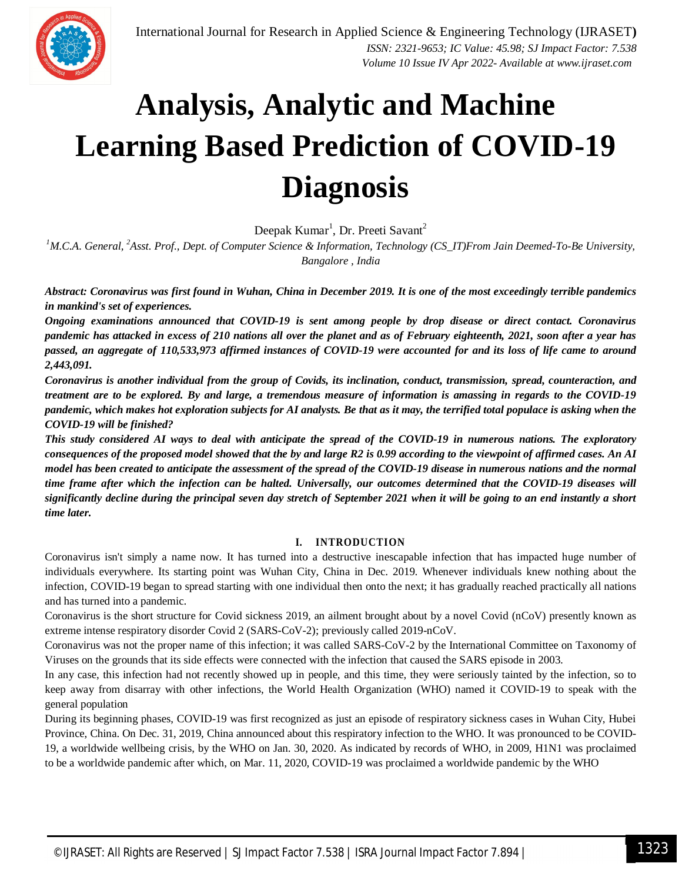# Analysis, Analytic and Machine Learning Based Prediction of COVID-19 Diagnosis

Deepak Kumar[1], Dr. Preeti Savant[2]

[1]M.C.A. General, [2]Asst. Prof., Dept. of Computer Science & Information, Technology (CS_IT)From Jain Deemed-To-Be University, Bangalore , India

***Abstract:** Coronavirus was first found in Wuhan, China in December 2019. It is one of the most exceedingly terrible pandemics in mankind's set of experiences.*

***Ongoing examinations announced that COVID-19 is sent among people by drop disease or direct contact. Coronavirus pandemic has attacked in excess of 210 nations all over the planet and as of February eighteenth, 2021, soon after a year has passed, an aggregate of 110,533,973 affirmed instances of COVID-19 were accounted for and its loss of life came to around 2,443,091.***

***Coronavirus is another individual from the group of Covids, its inclination, conduct, transmission, spread, counteraction, and treatment are to be explored. By and large, a tremendous measure of information is amassing in regards to the COVID-19 pandemic, which makes hot exploration subjects for AI analysts. Be that as it may, the terrified total populace is asking when the COVID-19 will be finished?***

***This study considered AI ways to deal with anticipate the spread of the COVID-19 in numerous nations. The exploratory consequences of the proposed model showed that the by and large R2 is 0.99 according to the viewpoint of affirmed cases. An AI model has been created to anticipate the assessment of the spread of the COVID-19 disease in numerous nations and the normal time frame after which the infection can be halted. Universally, our outcomes determined that the COVID-19 diseases will significantly decline during the principal seven day stretch of September 2021 when it will be going to an end instantly a short time later.***

## I. INTRODUCTION

Coronavirus isn't simply a name now. It has turned into a destructive inescapable infection that has impacted huge number of individuals everywhere. Its starting point was Wuhan City, China in Dec. 2019. Whenever individuals knew nothing about the infection, COVID-19 began to spread starting with one individual then onto the next; it has gradually reached practically all nations and has turned into a pandemic.

Coronavirus is the short structure for Covid sickness 2019, an ailment brought about by a novel Covid (nCoV) presently known as extreme intense respiratory disorder Covid 2 (SARS-CoV-2); previously called 2019-nCoV.

Coronavirus was not the proper name of this infection; it was called SARS-CoV-2 by the International Committee on Taxonomy of Viruses on the grounds that its side effects were connected with the infection that caused the SARS episode in 2003.

In any case, this infection had not recently showed up in people, and this time, they were seriously tainted by the infection, so to keep away from disarray with other infections, the World Health Organization (WHO) named it COVID-19 to speak with the general population

During its beginning phases, COVID-19 was first recognized as just an episode of respiratory sickness cases in Wuhan City, Hubei Province, China. On Dec. 31, 2019, China announced about this respiratory infection to the WHO. It was pronounced to be COVID-19, a worldwide wellbeing crisis, by the WHO on Jan. 30, 2020. As indicated by records of WHO, in 2009, H1N1 was proclaimed to be a worldwide pandemic after which, on Mar. 11, 2020, COVID-19 was proclaimed a worldwide pandemic by the WHO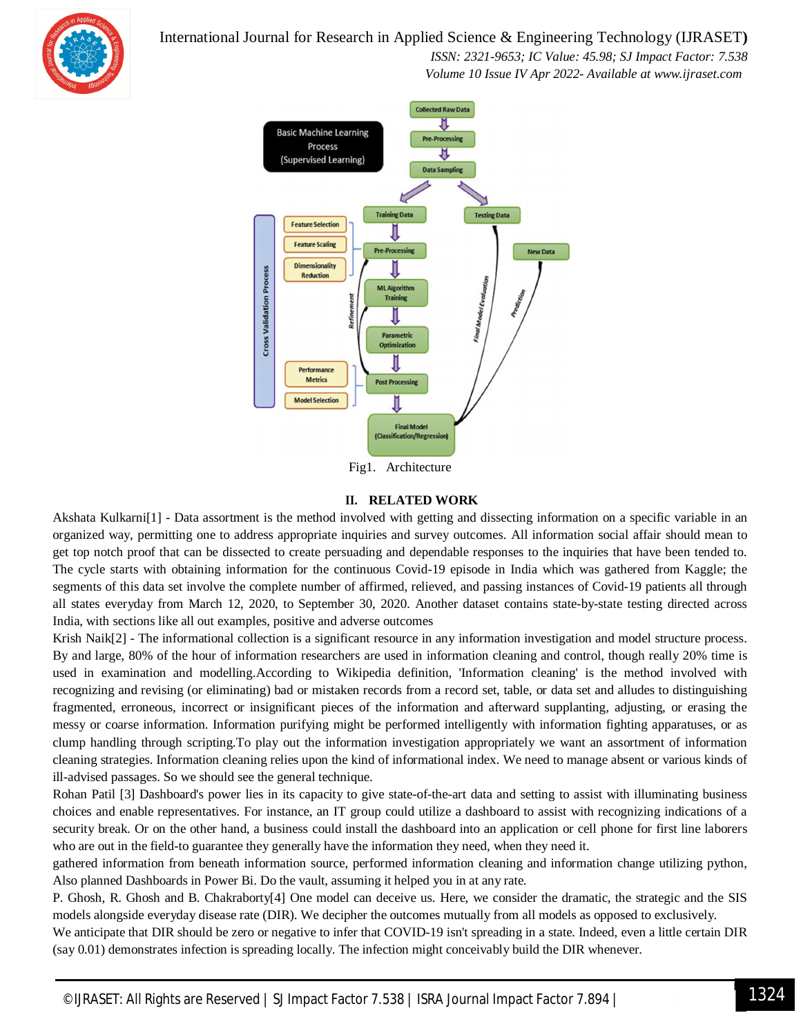Fig1. Architecture

## II. RELATED WORK

Akshata Kulkarni[1] - Data assortment is the method involved with getting and dissecting information on a specific variable in an organized way, permitting one to address appropriate inquiries and survey outcomes. All information social affair should mean to get top notch proof that can be dissected to create persuading and dependable responses to the inquiries that have been tended to. The cycle starts with obtaining information for the continuous Covid-19 episode in India which was gathered from Kaggle; the segments of this data set involve the complete number of affirmed, relieved, and passing instances of Covid-19 patients all through all states everyday from March 12, 2020, to September 30, 2020. Another dataset contains state-by-state testing directed across India, with sections like all out examples, positive and adverse outcomes

Krish Naik[2] - The informational collection is a significant resource in any information investigation and model structure process. By and large, 80% of the hour of information researchers are used in information cleaning and control, though really 20% time is used in examination and modelling.According to Wikipedia definition, 'Information cleaning' is the method involved with recognizing and revising (or eliminating) bad or mistaken records from a record set, table, or data set and alludes to distinguishing fragmented, erroneous, incorrect or insignificant pieces of the information and afterward supplanting, adjusting, or erasing the messy or coarse information. Information purifying might be performed intelligently with information fighting apparatuses, or as clump handling through scripting.To play out the information investigation appropriately we want an assortment of information cleaning strategies. Information cleaning relies upon the kind of informational index. We need to manage absent or various kinds of ill-advised passages. So we should see the general technique.

Rohan Patil [3] Dashboard's power lies in its capacity to give state-of-the-art data and setting to assist with illuminating business choices and enable representatives. For instance, an IT group could utilize a dashboard to assist with recognizing indications of a security break. Or on the other hand, a business could install the dashboard into an application or cell phone for first line laborers who are out in the field-to guarantee they generally have the information they need, when they need it.

gathered information from beneath information source, performed information cleaning and information change utilizing python, Also planned Dashboards in Power Bi. Do the vault, assuming it helped you in at any rate.

P. Ghosh, R. Ghosh and B. Chakraborty[4] One model can deceive us. Here, we consider the dramatic, the strategic and the SIS models alongside everyday disease rate (DIR). We decipher the outcomes mutually from all models as opposed to exclusively.

We anticipate that DIR should be zero or negative to infer that COVID-19 isn't spreading in a state. Indeed, even a little certain DIR (say 0.01) demonstrates infection is spreading locally. The infection might conceivably build the DIR whenever.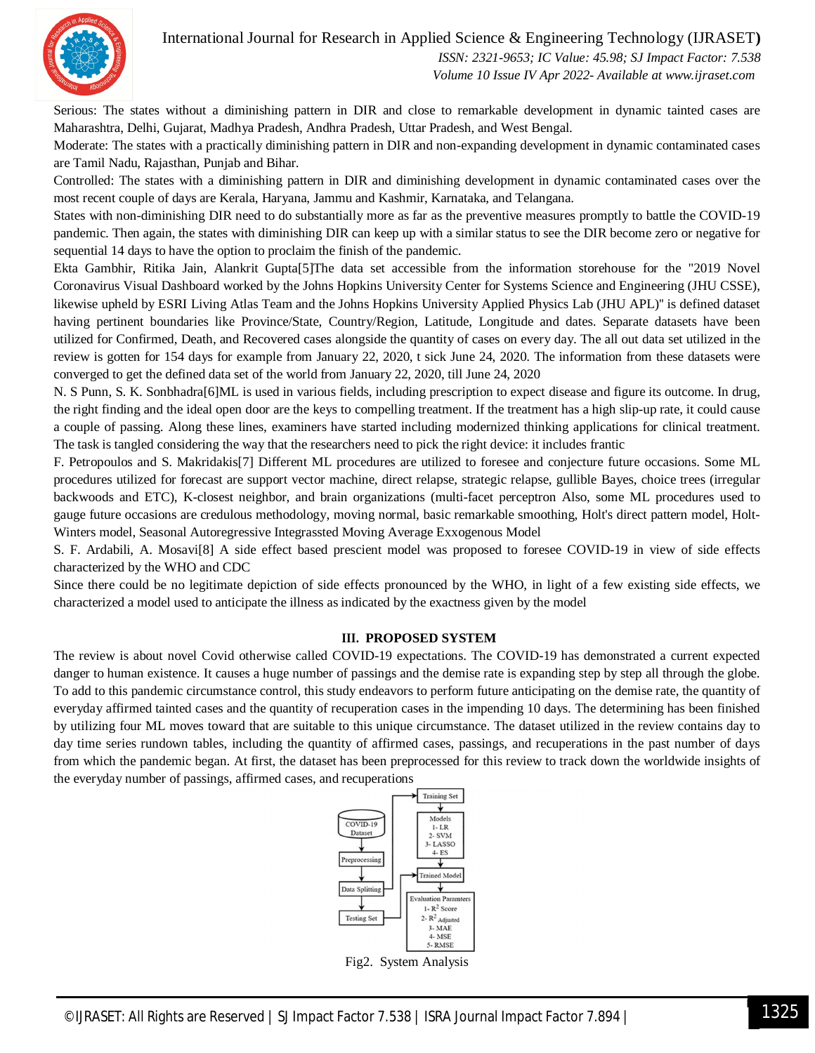Serious: The states without a diminishing pattern in DIR and close to remarkable development in dynamic tainted cases are Maharashtra, Delhi, Gujarat, Madhya Pradesh, Andhra Pradesh, Uttar Pradesh, and West Bengal.

Moderate: The states with a practically diminishing pattern in DIR and non-expanding development in dynamic contaminated cases are Tamil Nadu, Rajasthan, Punjab and Bihar.

Controlled: The states with a diminishing pattern in DIR and diminishing development in dynamic contaminated cases over the most recent couple of days are Kerala, Haryana, Jammu and Kashmir, Karnataka, and Telangana.

States with non-diminishing DIR need to do substantially more as far as the preventive measures promptly to battle the COVID-19 pandemic. Then again, the states with diminishing DIR can keep up with a similar status to see the DIR become zero or negative for sequential 14 days to have the option to proclaim the finish of the pandemic.

Ekta Gambhir, Ritika Jain, Alankrit Gupta[5]The data set accessible from the information storehouse for the "2019 Novel Coronavirus Visual Dashboard worked by the Johns Hopkins University Center for Systems Science and Engineering (JHU CSSE), likewise upheld by ESRI Living Atlas Team and the Johns Hopkins University Applied Physics Lab (JHU APL)" is defined dataset having pertinent boundaries like Province/State, Country/Region, Latitude, Longitude and dates. Separate datasets have been utilized for Confirmed, Death, and Recovered cases alongside the quantity of cases on every day. The all out data set utilized in the review is gotten for 154 days for example from January 22, 2020, t sick June 24, 2020. The information from these datasets were converged to get the defined data set of the world from January 22, 2020, till June 24, 2020

N. S Punn, S. K. Sonbhadra[6]ML is used in various fields, including prescription to expect disease and figure its outcome. In drug, the right finding and the ideal open door are the keys to compelling treatment. If the treatment has a high slip-up rate, it could cause a couple of passing. Along these lines, examiners have started including modernized thinking applications for clinical treatment. The task is tangled considering the way that the researchers need to pick the right device: it includes frantic

F. Petropoulos and S. Makridakis[7] Different ML procedures are utilized to foresee and conjecture future occasions. Some ML procedures utilized for forecast are support vector machine, direct relapse, strategic relapse, gullible Bayes, choice trees (irregular backwoods and ETC), K-closest neighbor, and brain organizations (multi-facet perceptron Also, some ML procedures used to gauge future occasions are credulous methodology, moving normal, basic remarkable smoothing, Holt's direct pattern model, Holt-Winters model, Seasonal Autoregressive Integrassted Moving Average Exxogenous Model

S. F. Ardabili, A. Mosavi[8] A side effect based prescient model was proposed to foresee COVID-19 in view of side effects characterized by the WHO and CDC

Since there could be no legitimate depiction of side effects pronounced by the WHO, in light of a few existing side effects, we characterized a model used to anticipate the illness as indicated by the exactness given by the model

## III. PROPOSED SYSTEM

The review is about novel Covid otherwise called COVID-19 expectations. The COVID-19 has demonstrated a current expected danger to human existence. It causes a huge number of passings and the demise rate is expanding step by step all through the globe. To add to this pandemic circumstance control, this study endeavors to perform future anticipating on the demise rate, the quantity of everyday affirmed tainted cases and the quantity of recuperation cases in the impending 10 days. The determining has been finished by utilizing four ML moves toward that are suitable to this unique circumstance. The dataset utilized in the review contains day to day time series rundown tables, including the quantity of affirmed cases, passings, and recuperations in the past number of days from which the pandemic began. At first, the dataset has been preprocessed for this review to track down the worldwide insights of the everyday number of passings, affirmed cases, and recuperations

COVID-19 Dataset → Preprocessing → Data Splitting → Training Set / Testing Set

Training Set → Models (1- LR, 2- SVM, 3- LASSO, 4- ES) → Trained Model

Testing Set → Trained Model → Evaluation Paramters (1- $R^2$ Score, 2- $R^2_{Adjusted}$, 3- MAE, 4- MSE, 5- RMSE)

Fig2. System Analysis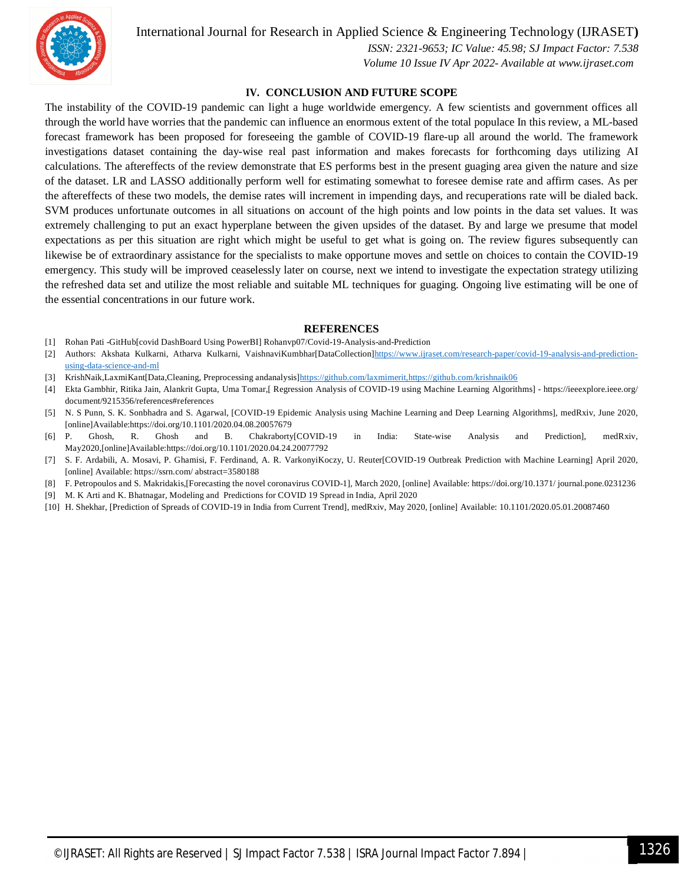## IV. CONCLUSION AND FUTURE SCOPE

The instability of the COVID-19 pandemic can light a huge worldwide emergency. A few scientists and government offices all through the world have worries that the pandemic can influence an enormous extent of the total populace In this review, a ML-based forecast framework has been proposed for foreseeing the gamble of COVID-19 flare-up all around the world. The framework investigations dataset containing the day-wise real past information and makes forecasts for forthcoming days utilizing AI calculations. The aftereffects of the review demonstrate that ES performs best in the present guaging area given the nature and size of the dataset. LR and LASSO additionally perform well for estimating somewhat to foresee demise rate and affirm cases. As per the aftereffects of these two models, the demise rates will increment in impending days, and recuperations rate will be dialed back. SVM produces unfortunate outcomes in all situations on account of the high points and low points in the data set values. It was extremely challenging to put an exact hyperplane between the given upsides of the dataset. By and large we presume that model expectations as per this situation are right which might be useful to get what is going on. The review figures subsequently can likewise be of extraordinary assistance for the specialists to make opportune moves and settle on choices to contain the COVID-19 emergency. This study will be improved ceaselessly later on course, next we intend to investigate the expectation strategy utilizing the refreshed data set and utilize the most reliable and suitable ML techniques for guaging. Ongoing live estimating will be one of the essential concentrations in our future work.

## REFERENCES

[1] Rohan Pati -GitHub[covid DashBoard Using PowerBI] Rohanvp07/Covid-19-Analysis-and-Prediction
[2] Authors: Akshata Kulkarni, Atharva Kulkarni, VaishnaviKumbhar[DataCollection]https://www.ijraset.com/research-paper/covid-19-analysis-and-prediction-using-data-science-and-ml
[3] KrishNaik,LaxmiKant[Data,Cleaning, Preprocessing andanalysis]https://github.com/laxmimerit,https://github.com/krishnaik06
[4] Ekta Gambhir, Ritika Jain, Alankrit Gupta, Uma Tomar,[ Regression Analysis of COVID-19 using Machine Learning Algorithms] - https://ieeexplore.ieee.org/ document/9215356/references#references
[5] N. S Punn, S. K. Sonbhadra and S. Agarwal, [COVID-19 Epidemic Analysis using Machine Learning and Deep Learning Algorithms], medRxiv, June 2020, [online]Available:https://doi.org/10.1101/2020.04.08.20057679
[6] P. Ghosh, R. Ghosh and B. Chakraborty[COVID-19 in India: State-wise Analysis and Prediction], medRxiv, May2020,[online]Available:https://doi.org/10.1101/2020.04.24.20077792
[7] S. F. Ardabili, A. Mosavi, P. Ghamisi, F. Ferdinand, A. R. VarkonyiKoczy, U. Reuter[COVID-19 Outbreak Prediction with Machine Learning] April 2020, [online] Available: https://ssrn.com/ abstract=3580188
[8] F. Petropoulos and S. Makridakis,[Forecasting the novel coronavirus COVID-1], March 2020, [online] Available: https://doi.org/10.1371/ journal.pone.0231236
[9] M. K Arti and K. Bhatnagar, Modeling and Predictions for COVID 19 Spread in India, April 2020
[10] H. Shekhar, [Prediction of Spreads of COVID-19 in India from Current Trend], medRxiv, May 2020, [online] Available: 10.1101/2020.05.01.20087460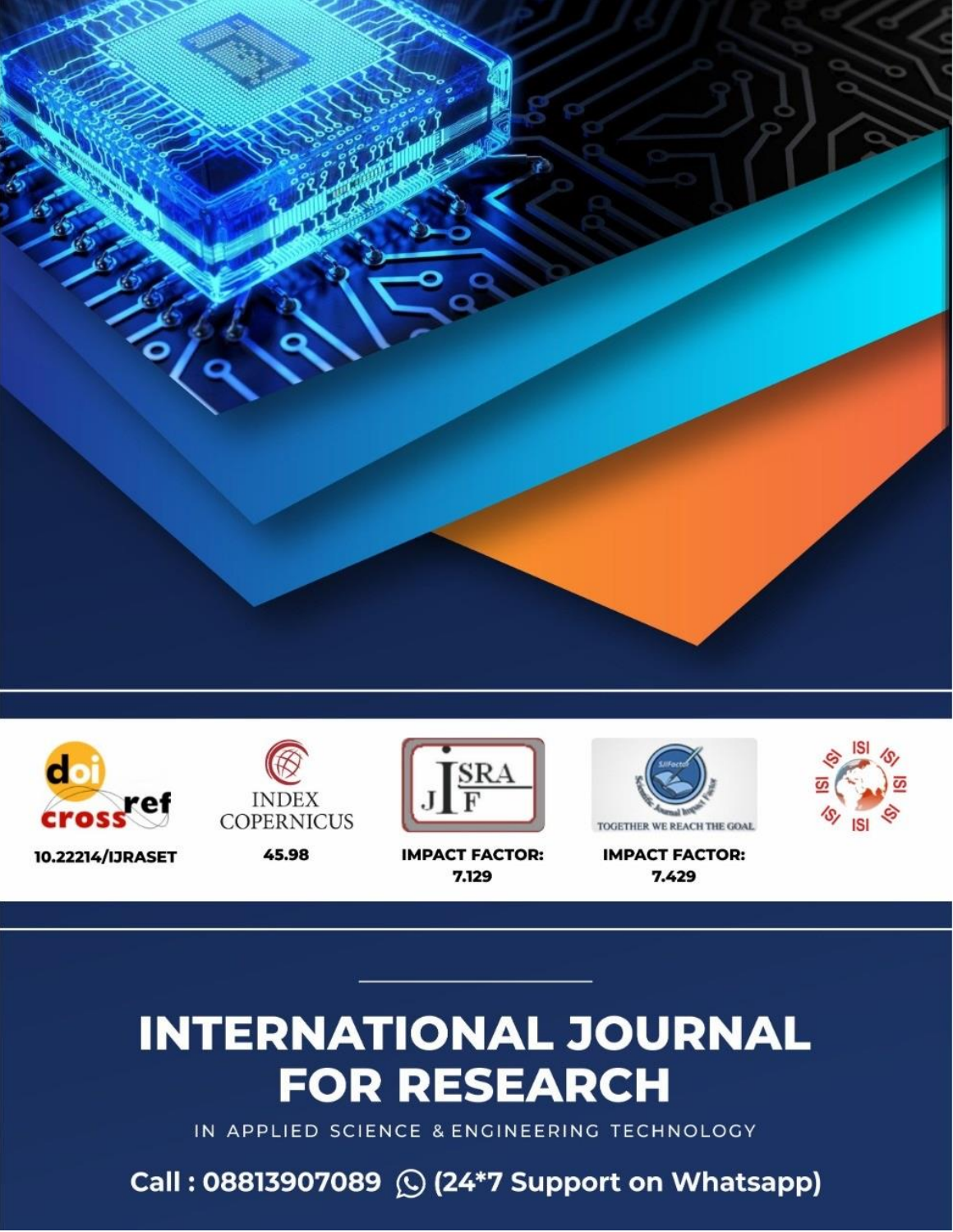10.22214/IJRASET

INDEX COPERNICUS

45.98

IMPACT FACTOR: 7.129

IMPACT FACTOR: 7.429

# INTERNATIONAL JOURNAL FOR RESEARCH

IN APPLIED SCIENCE & ENGINEERING TECHNOLOGY

Call : 08813907089 (24*7 Support on Whatsapp)